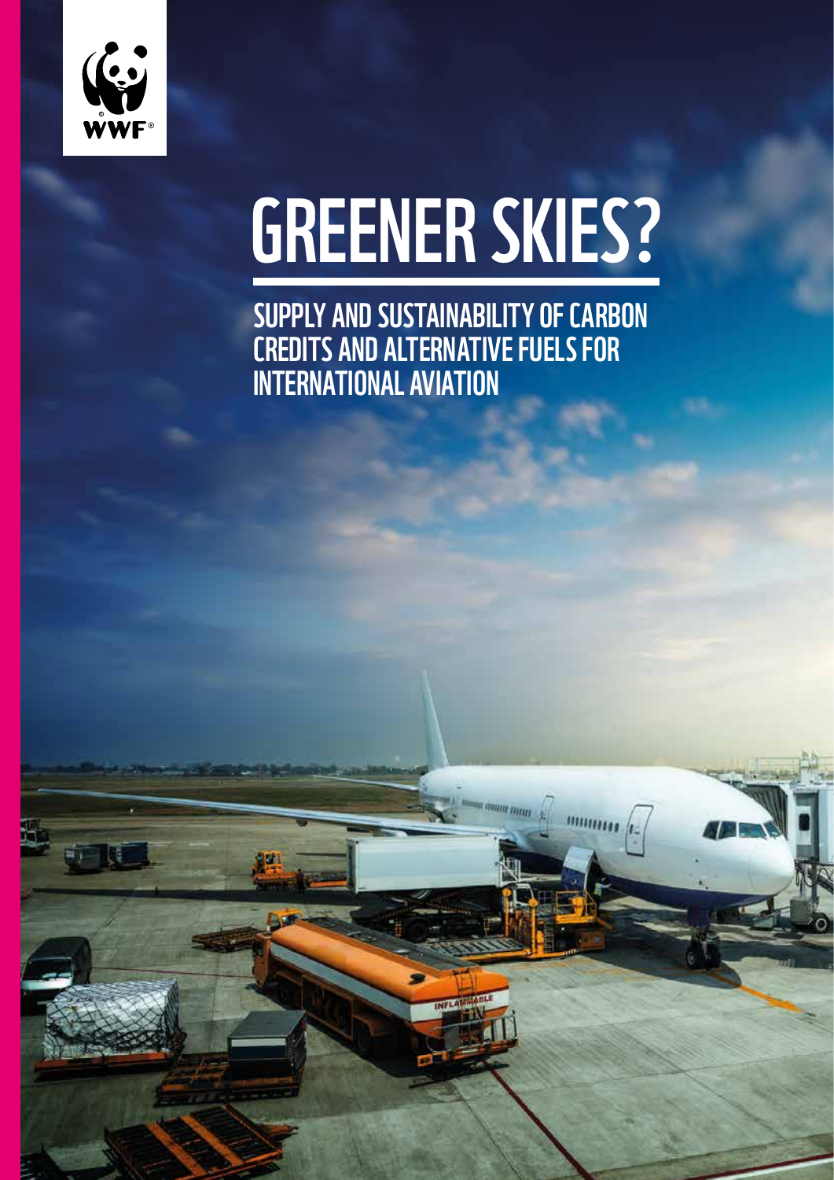WWF

# GREENER SKIES?

## SUPPLY AND SUSTAINABILITY OF CARBON CREDITS AND ALTERNATIVE FUELS FOR INTERNATIONAL AVIATION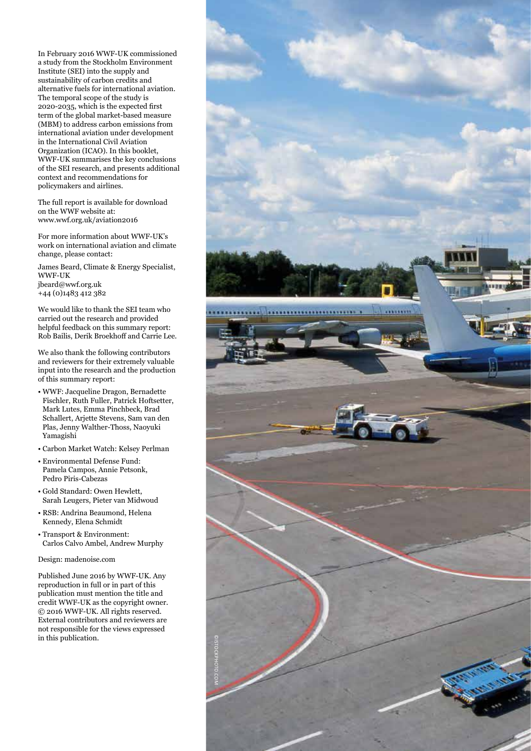In February 2016 WWF-UK commissioned a study from the Stockholm Environment Institute (SEI) into the supply and sustainability of carbon credits and alternative fuels for international aviation. The temporal scope of the study is 2020-2035, which is the expected first term of the global market-based measure (MBM) to address carbon emissions from international aviation under development in the International Civil Aviation Organization (ICAO). In this booklet, WWF-UK summarises the key conclusions of the SEI research, and presents additional context and recommendations for policymakers and airlines.

The full report is available for download on the WWF website at: www.wwf.org.uk/aviation2016

For more information about WWF-UK's work on international aviation and climate change, please contact:

James Beard, Climate & Energy Specialist, WWF-UK
jbeard@wwf.org.uk
+44 (0)1483 412 382

We would like to thank the SEI team who carried out the research and provided helpful feedback on this summary report: Rob Bailis, Derik Broekhoff and Carrie Lee.

We also thank the following contributors and reviewers for their extremely valuable input into the research and the production of this summary report:

- WWF: Jacqueline Dragon, Bernadette Fischler, Ruth Fuller, Patrick Hoftsetter, Mark Lutes, Emma Pinchbeck, Brad Schallert, Arjette Stevens, Sam van den Plas, Jenny Walther-Thoss, Naoyuki Yamagishi
- Carbon Market Watch: Kelsey Perlman
- Environmental Defense Fund: Pamela Campos, Annie Petsonk, Pedro Piris-Cabezas
- Gold Standard: Owen Hewlett, Sarah Leugers, Pieter van Midwoud
- RSB: Andrina Beaumond, Helena Kennedy, Elena Schmidt
- Transport & Environment: Carlos Calvo Ambel, Andrew Murphy

Design: madenoise.com

Published June 2016 by WWF-UK. Any reproduction in full or in part of this publication must mention the title and credit WWF-UK as the copyright owner. © 2016 WWF-UK. All rights reserved. External contributors and reviewers are not responsible for the views expressed in this publication.

©ISTOCKPHOTO.COM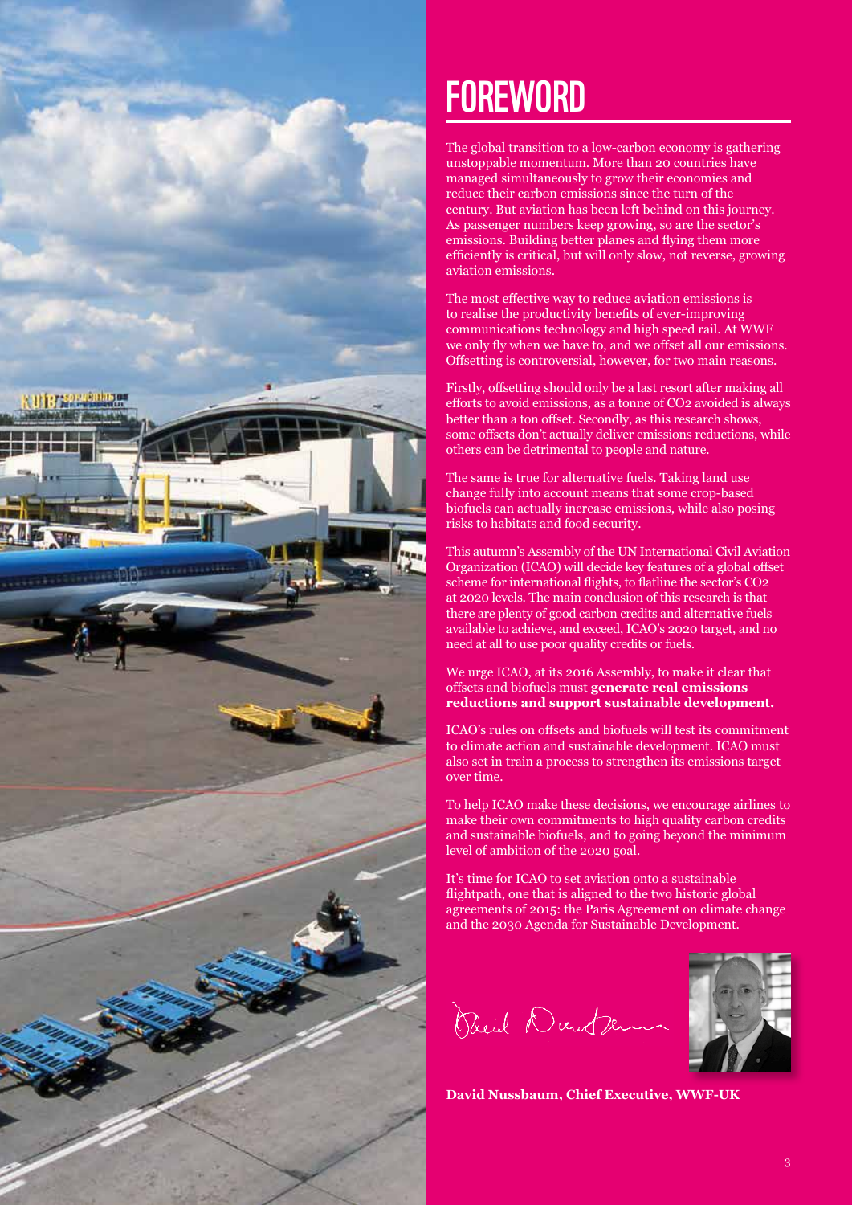# FOREWORD

The global transition to a low-carbon economy is gathering unstoppable momentum. More than 20 countries have managed simultaneously to grow their economies and reduce their carbon emissions since the turn of the century. But aviation has been left behind on this journey. As passenger numbers keep growing, so are the sector's emissions. Building better planes and flying them more efficiently is critical, but will only slow, not reverse, growing aviation emissions.

The most effective way to reduce aviation emissions is to realise the productivity benefits of ever-improving communications technology and high speed rail. At WWF we only fly when we have to, and we offset all our emissions. Offsetting is controversial, however, for two main reasons.

Firstly, offsetting should only be a last resort after making all efforts to avoid emissions, as a tonne of $CO_2$ avoided is always better than a ton offset. Secondly, as this research shows, some offsets don't actually deliver emissions reductions, while others can be detrimental to people and nature.

The same is true for alternative fuels. Taking land use change fully into account means that some crop-based biofuels can actually increase emissions, while also posing risks to habitats and food security.

This autumn's Assembly of the UN International Civil Aviation Organization (ICAO) will decide key features of a global offset scheme for international flights, to flatline the sector's $CO_2$ at 2020 levels. The main conclusion of this research is that there are plenty of good carbon credits and alternative fuels available to achieve, and exceed, ICAO's 2020 target, and no need at all to use poor quality credits or fuels.

We urge ICAO, at its 2016 Assembly, to make it clear that offsets and biofuels must **generate real emissions reductions and support sustainable development.**

ICAO's rules on offsets and biofuels will test its commitment to climate action and sustainable development. ICAO must also set in train a process to strengthen its emissions target over time.

To help ICAO make these decisions, we encourage airlines to make their own commitments to high quality carbon credits and sustainable biofuels, and to going beyond the minimum level of ambition of the 2020 goal.

It's time for ICAO to set aviation onto a sustainable flightpath, one that is aligned to the two historic global agreements of 2015: the Paris Agreement on climate change and the 2030 Agenda for Sustainable Development.

**David Nussbaum, Chief Executive, WWF-UK**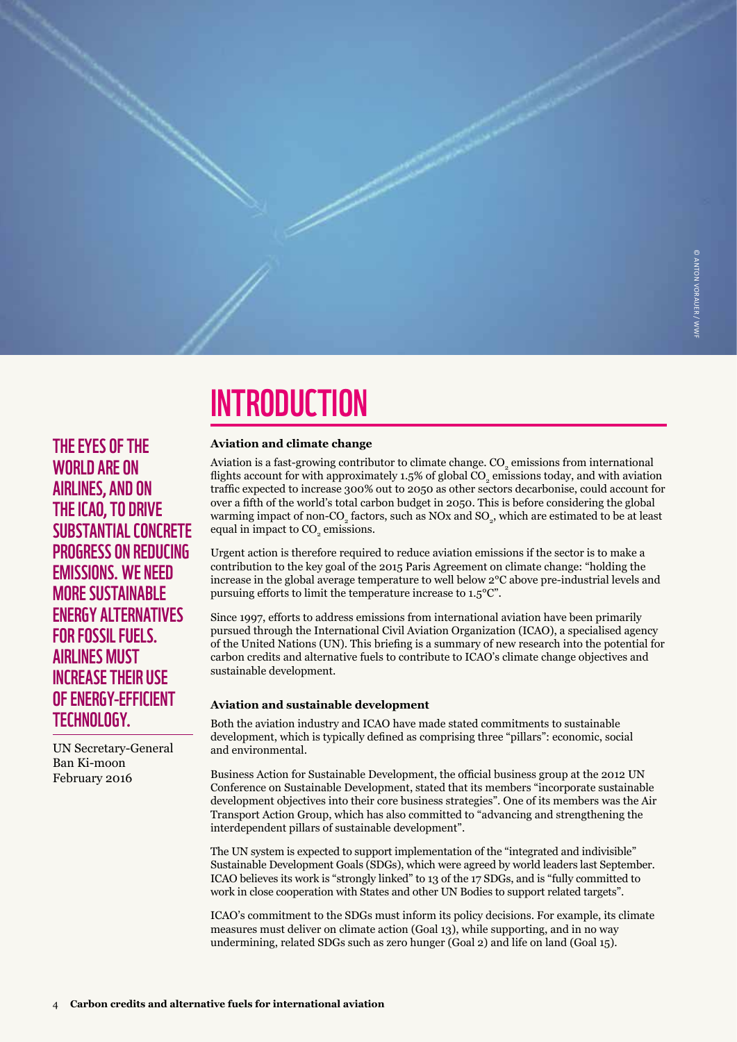# INTRODUCTION

**THE EYES OF THE WORLD ARE ON AIRLINES, AND ON THE ICAO, TO DRIVE SUBSTANTIAL CONCRETE PROGRESS ON REDUCING EMISSIONS. WE NEED MORE SUSTAINABLE ENERGY ALTERNATIVES FOR FOSSIL FUELS. AIRLINES MUST INCREASE THEIR USE OF ENERGY-EFFICIENT TECHNOLOGY.**

UN Secretary-General
Ban Ki-moon
February 2016

### Aviation and climate change

Aviation is a fast-growing contributor to climate change. $CO_2$ emissions from international flights account for with approximately 1.5% of global $CO_2$ emissions today, and with aviation traffic expected to increase 300% out to 2050 as other sectors decarbonise, could account for over a fifth of the world's total carbon budget in 2050. This is before considering the global warming impact of non-$CO_2$ factors, such as NOx and $SO_2$, which are estimated to be at least equal in impact to $CO_2$ emissions.

Urgent action is therefore required to reduce aviation emissions if the sector is to make a contribution to the key goal of the 2015 Paris Agreement on climate change: "holding the increase in the global average temperature to well below 2°C above pre-industrial levels and pursuing efforts to limit the temperature increase to 1.5°C".

Since 1997, efforts to address emissions from international aviation have been primarily pursued through the International Civil Aviation Organization (ICAO), a specialised agency of the United Nations (UN). This briefing is a summary of new research into the potential for carbon credits and alternative fuels to contribute to ICAO's climate change objectives and sustainable development.

### Aviation and sustainable development

Both the aviation industry and ICAO have made stated commitments to sustainable development, which is typically defined as comprising three "pillars": economic, social and environmental.

Business Action for Sustainable Development, the official business group at the 2012 UN Conference on Sustainable Development, stated that its members "incorporate sustainable development objectives into their core business strategies". One of its members was the Air Transport Action Group, which has also committed to "advancing and strengthening the interdependent pillars of sustainable development".

The UN system is expected to support implementation of the "integrated and indivisible" Sustainable Development Goals (SDGs), which were agreed by world leaders last September. ICAO believes its work is "strongly linked" to 13 of the 17 SDGs, and is "fully committed to work in close cooperation with States and other UN Bodies to support related targets".

ICAO's commitment to the SDGs must inform its policy decisions. For example, its climate measures must deliver on climate action (Goal 13), while supporting, and in no way undermining, related SDGs such as zero hunger (Goal 2) and life on land (Goal 15).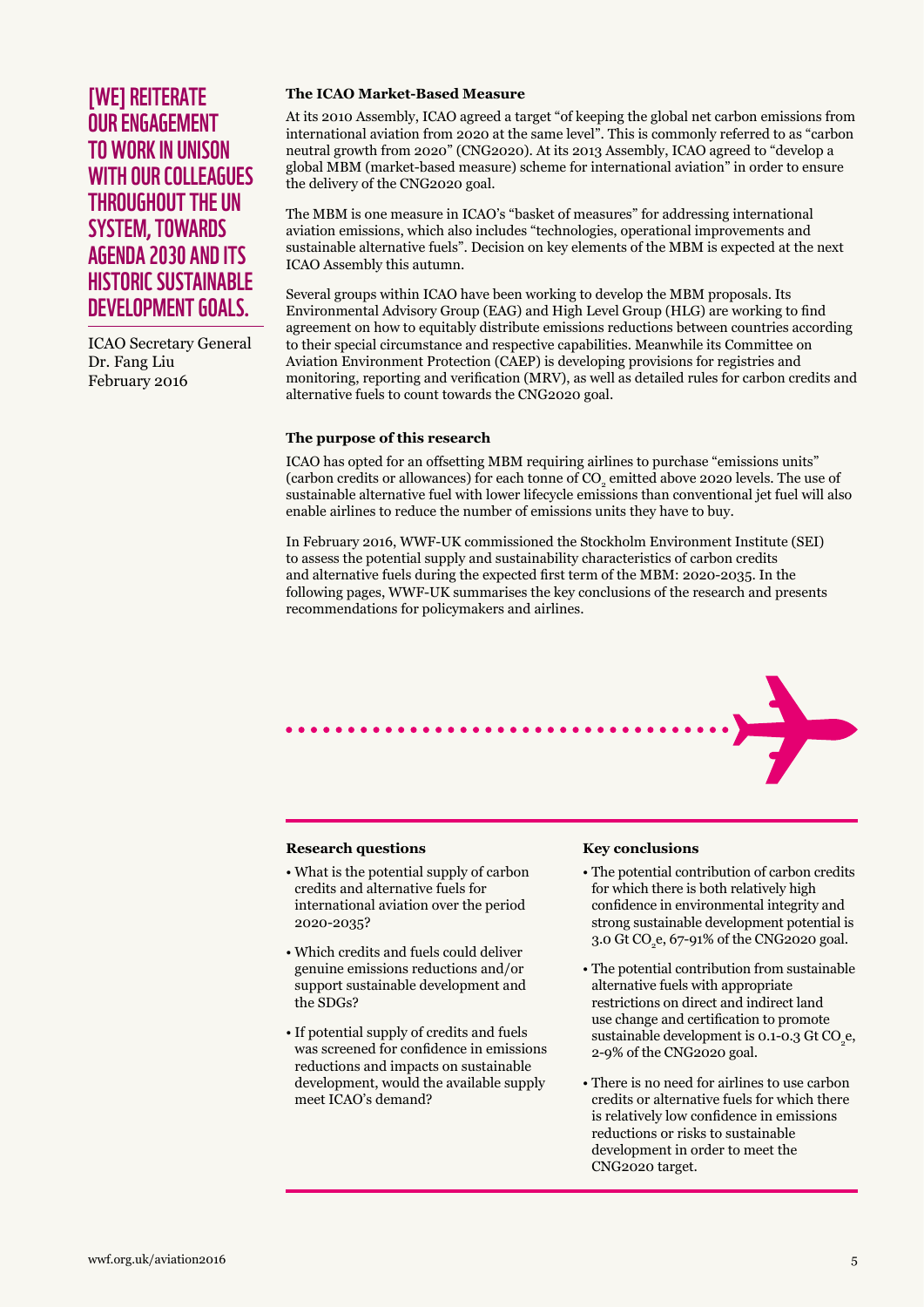**[WE] REITERATE OUR ENGAGEMENT TO WORK IN UNISON WITH OUR COLLEAGUES THROUGHOUT THE UN SYSTEM, TOWARDS AGENDA 2030 AND ITS HISTORIC SUSTAINABLE DEVELOPMENT GOALS.**

ICAO Secretary General
Dr. Fang Liu
February 2016

### The ICAO Market-Based Measure

At its 2010 Assembly, ICAO agreed a target "of keeping the global net carbon emissions from international aviation from 2020 at the same level". This is commonly referred to as "carbon neutral growth from 2020" (CNG2020). At its 2013 Assembly, ICAO agreed to "develop a global MBM (market-based measure) scheme for international aviation" in order to ensure the delivery of the CNG2020 goal.

The MBM is one measure in ICAO's "basket of measures" for addressing international aviation emissions, which also includes "technologies, operational improvements and sustainable alternative fuels". Decision on key elements of the MBM is expected at the next ICAO Assembly this autumn.

Several groups within ICAO have been working to develop the MBM proposals. Its Environmental Advisory Group (EAG) and High Level Group (HLG) are working to find agreement on how to equitably distribute emissions reductions between countries according to their special circumstance and respective capabilities. Meanwhile its Committee on Aviation Environment Protection (CAEP) is developing provisions for registries and monitoring, reporting and verification (MRV), as well as detailed rules for carbon credits and alternative fuels to count towards the CNG2020 goal.

### The purpose of this research

ICAO has opted for an offsetting MBM requiring airlines to purchase "emissions units" (carbon credits or allowances) for each tonne of $CO_2$ emitted above 2020 levels. The use of sustainable alternative fuel with lower lifecycle emissions than conventional jet fuel will also enable airlines to reduce the number of emissions units they have to buy.

In February 2016, WWF-UK commissioned the Stockholm Environment Institute (SEI) to assess the potential supply and sustainability characteristics of carbon credits and alternative fuels during the expected first term of the MBM: 2020-2035. In the following pages, WWF-UK summarises the key conclusions of the research and presents recommendations for policymakers and airlines.

### Research questions

- What is the potential supply of carbon credits and alternative fuels for international aviation over the period 2020-2035?
- Which credits and fuels could deliver genuine emissions reductions and/or support sustainable development and the SDGs?
- If potential supply of credits and fuels was screened for confidence in emissions reductions and impacts on sustainable development, would the available supply meet ICAO's demand?

### Key conclusions

- The potential contribution of carbon credits for which there is both relatively high confidence in environmental integrity and strong sustainable development potential is 3.0 Gt $CO_2$e, 67-91% of the CNG2020 goal.
- The potential contribution from sustainable alternative fuels with appropriate restrictions on direct and indirect land use change and certification to promote sustainable development is 0.1-0.3 Gt $CO_2$e, 2-9% of the CNG2020 goal.
- There is no need for airlines to use carbon credits or alternative fuels for which there is relatively low confidence in emissions reductions or risks to sustainable development in order to meet the CNG2020 target.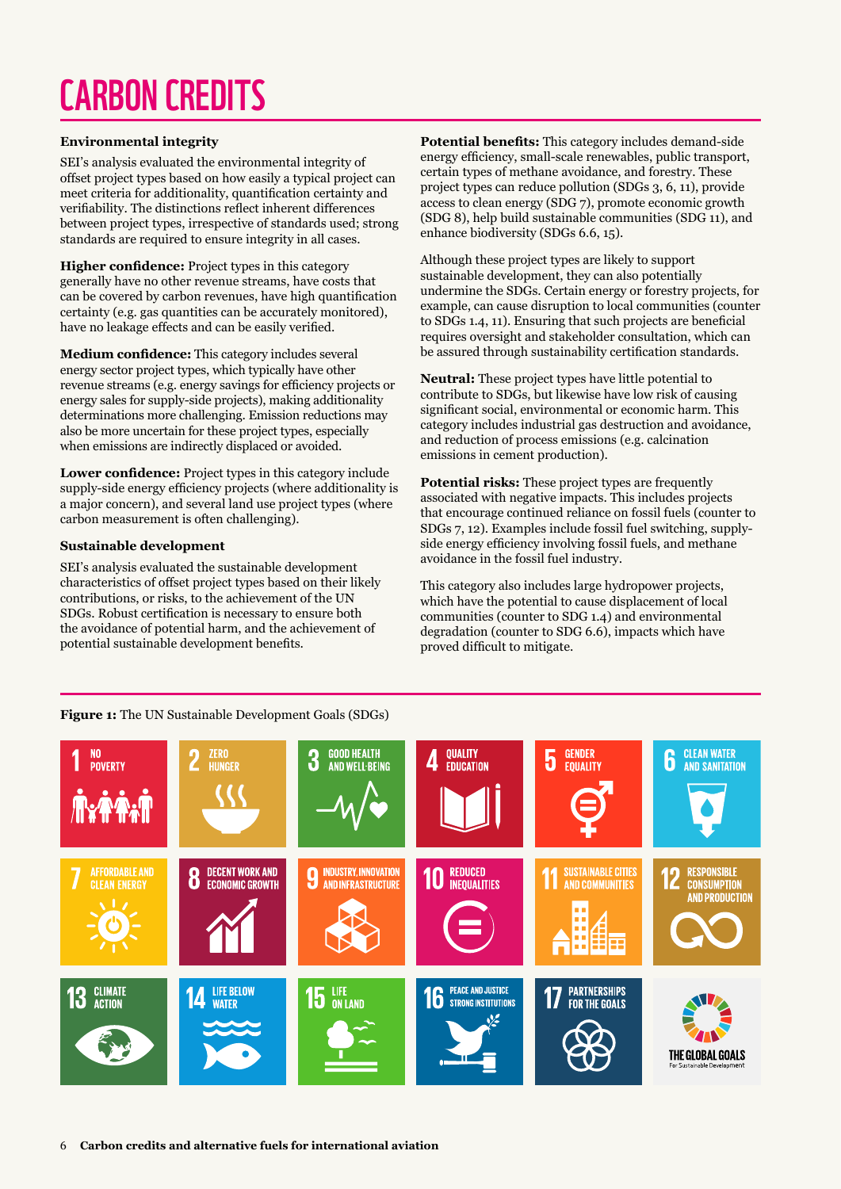# CARBON CREDITS

### Environmental integrity

SEI's analysis evaluated the environmental integrity of offset project types based on how easily a typical project can meet criteria for additionality, quantification certainty and verifiability. The distinctions reflect inherent differences between project types, irrespective of standards used; strong standards are required to ensure integrity in all cases.

**Higher confidence:** Project types in this category generally have no other revenue streams, have costs that can be covered by carbon revenues, have high quantification certainty (e.g. gas quantities can be accurately monitored), have no leakage effects and can be easily verified.

**Medium confidence:** This category includes several energy sector project types, which typically have other revenue streams (e.g. energy savings for efficiency projects or energy sales for supply-side projects), making additionality determinations more challenging. Emission reductions may also be more uncertain for these project types, especially when emissions are indirectly displaced or avoided.

**Lower confidence:** Project types in this category include supply-side energy efficiency projects (where additionality is a major concern), and several land use project types (where carbon measurement is often challenging).

### Sustainable development

SEI's analysis evaluated the sustainable development characteristics of offset project types based on their likely contributions, or risks, to the achievement of the UN SDGs. Robust certification is necessary to ensure both the avoidance of potential harm, and the achievement of potential sustainable development benefits.

**Potential benefits:** This category includes demand-side energy efficiency, small-scale renewables, public transport, certain types of methane avoidance, and forestry. These project types can reduce pollution (SDGs 3, 6, 11), provide access to clean energy (SDG 7), promote economic growth (SDG 8), help build sustainable communities (SDG 11), and enhance biodiversity (SDGs 6.6, 15).

Although these project types are likely to support sustainable development, they can also potentially undermine the SDGs. Certain energy or forestry projects, for example, can cause disruption to local communities (counter to SDGs 1.4, 11). Ensuring that such projects are beneficial requires oversight and stakeholder consultation, which can be assured through sustainability certification standards.

**Neutral:** These project types have little potential to contribute to SDGs, but likewise have low risk of causing significant social, environmental or economic harm. This category includes industrial gas destruction and avoidance, and reduction of process emissions (e.g. calcination emissions in cement production).

**Potential risks:** These project types are frequently associated with negative impacts. This includes projects that encourage continued reliance on fossil fuels (counter to SDGs 7, 12). Examples include fossil fuel switching, supply-side energy efficiency involving fossil fuels, and methane avoidance in the fossil fuel industry.

This category also includes large hydropower projects, which have the potential to cause displacement of local communities (counter to SDG 1.4) and environmental degradation (counter to SDG 6.6), impacts which have proved difficult to mitigate.

**Figure 1:** The UN Sustainable Development Goals (SDGs)

1 NO POVERTY
2 ZERO HUNGER
3 GOOD HEALTH AND WELL-BEING
4 QUALITY EDUCATION
5 GENDER EQUALITY
6 CLEAN WATER AND SANITATION
7 AFFORDABLE AND CLEAN ENERGY
8 DECENT WORK AND ECONOMIC GROWTH
9 INDUSTRY, INNOVATION AND INFRASTRUCTURE
10 REDUCED INEQUALITIES
11 SUSTAINABLE CITIES AND COMMUNITIES
12 RESPONSIBLE CONSUMPTION AND PRODUCTION
13 CLIMATE ACTION
14 LIFE BELOW WATER
15 LIFE ON LAND
16 PEACE AND JUSTICE STRONG INSTITUTIONS
17 PARTNERSHIPS FOR THE GOALS

THE GLOBAL GOALS For Sustainable Development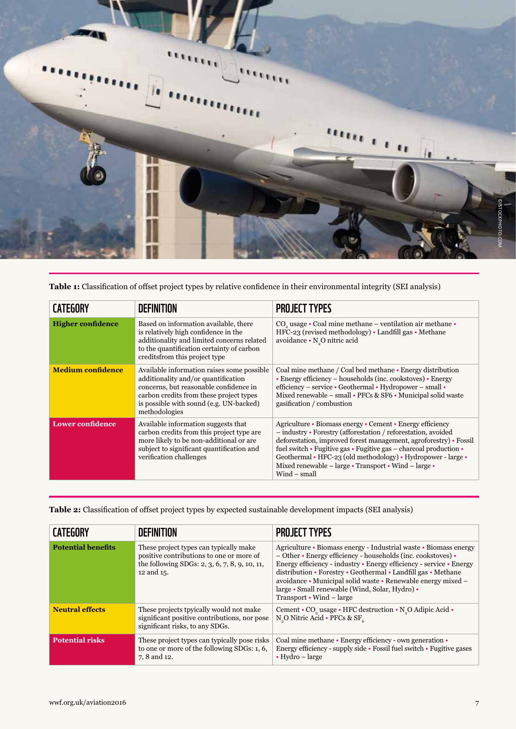**Table 1:** Classification of offset project types by relative confidence in their environmental integrity (SEI analysis)

| CATEGORY | DEFINITION | PROJECT TYPES |
| --- | --- | --- |
| **Higher confidence** | Based on information available, there is relatively high confidence in the additionality and limited concerns related to the quantification certainty of carbon creditsfrom this project type | $CO_2$ usage • Coal mine methane – ventilation air methane • HFC-23 (revised methodology) • Landfill gas • Methane avoidance • $N_2O$ nitric acid |
| **Medium confidence** | Available information raises some possible additionality and/or quantification concerns, but reasonable confidence in carbon credits from these project types is possible with sound (e.g. UN-backed) methodologies | Coal mine methane / Coal bed methane • Energy distribution • Energy efficiency – households (inc. cookstoves) • Energy efficiency – service • Geothermal • Hydropower – small • Mixed renewable – small • PFCs & SF6 • Municipal solid waste gasification / combustion |
| **Lower confidence** | Available information suggests that carbon credits from this project type are more likely to be non-additional or are subject to significant quantification and verification challenges | Agriculture • Biomass energy • Cement • Energy efficiency – industry • Forestry (afforestation / reforestation, avoided deforestation, improved forest management, agroforestry) • Fossil fuel switch • Fugitive gas • Fugitive gas – charcoal production • Geothermal • HFC-23 (old methodology) • Hydropower - large • Mixed renewable – large • Transport • Wind – large • Wind – small |

**Table 2:** Classification of offset project types by expected sustainable development impacts (SEI analysis)

| CATEGORY | DEFINITION | PROJECT TYPES |
| --- | --- | --- |
| **Potential benefits** | These project types can typically make positive contributions to one or more of the following SDGs: 2, 3, 6, 7, 8, 9, 10, 11, 12 and 15. | Agriculture • Biomass energy - Industrial waste • Biomass energy – Other • Energy efficiency - households (inc. cookstoves) • Energy efficiency - industry • Energy efficiency - service • Energy distribution • Forestry • Geothermal • Landfill gas • Methane avoidance • Municipal solid waste • Renewable energy mixed – large • Small renewable (Wind, Solar, Hydro) • Transport • Wind – large |
| **Neutral effects** | These projects tpyically would not make significant positive contributions, nor pose significant risks, to any SDGs. | Cement • $CO_2$ usage • HFC destruction • $N_2O$ Adipic Acid • $N_2O$ Nitric Acid • PFCs & $SF_6$ |
| **Potential risks** | These project types can typically pose risks to one or more of the following SDGs: 1, 6, 7, 8 and 12. | Coal mine methane • Energy efficiency - own generation • Energy efficiency - supply side • Fossil fuel switch • Fugitive gases • Hydro – large |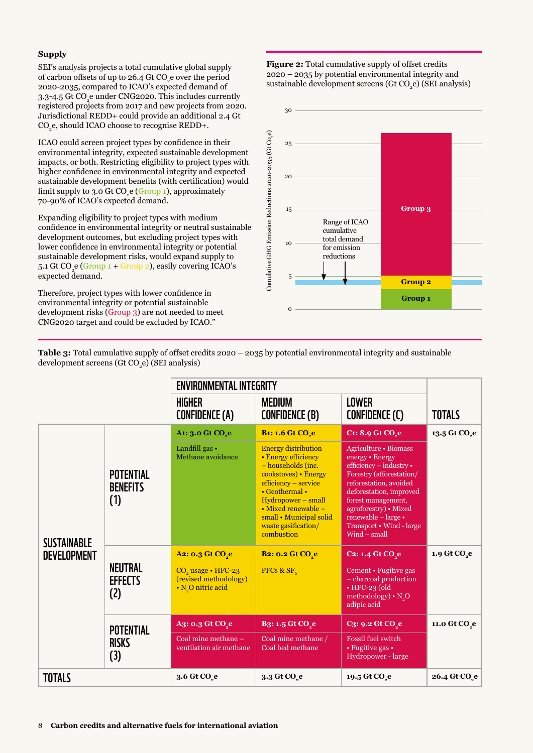### Supply

SEI's analysis projects a total cumulative global supply of carbon offsets of up to 26.4 Gt $CO_2e$ over the period 2020-2035, compared to ICAO's expected demand of 3.3-4.5 Gt $CO_2e$ under CNG2020. This includes currently registered projects from 2017 and new projects from 2020. Jurisdictional REDD+ could provide an additional 2.4 Gt $CO_2e$, should ICAO choose to recognise REDD+.

ICAO could screen project types by confidence in their environmental integrity, expected sustainable development impacts, or both. Restricting eligibility to project types with higher confidence in environmental integrity and expected sustainable development benefits (with certification) would limit supply to 3.0 Gt $CO_2e$ (Group 1), approximately 70-90% of ICAO's expected demand.

Expanding eligibility to project types with medium confidence in environmental integrity or neutral sustainable development outcomes, but excluding project types with lower confidence in environmental integrity or potential sustainable development risks, would expand supply to 5.1 Gt $CO_2e$ (Group 1 + Group 2), easily covering ICAO's expected demand.

Therefore, project types with lower confidence in environmental integrity or potential sustainable development risks (Group 3) are not needed to meet CNG2020 target and could be excluded by ICAO."

**Figure 2:** Total cumulative supply of offset credits 2020 – 2035 by potential environmental integrity and sustainable development screens (Gt $CO_2e$) (SEI analysis)

**Table 3:** Total cumulative supply of offset credits 2020 – 2035 by potential environmental integrity and sustainable development screens (Gt $CO_2e$) (SEI analysis)

| | | ENVIRONMENTAL INTEGRITY | | | |
|---|---|---|---|---|---|
| | | **HIGHER CONFIDENCE (A)** | **MEDIUM CONFIDENCE (B)** | **LOWER CONFIDENCE (C)** | **TOTALS** |
| **SUSTAINABLE DEVELOPMENT** | **POTENTIAL BENEFITS (1)** | **A1: 3.0 Gt $CO_2e$**<br>Landfill gas • Methane avoidance | **B1: 1.6 Gt $CO_2e$**<br>Energy distribution • Energy efficiency – households (inc. cookstoves) • Energy efficiency – service • Geothermal • Hydropower – small • Mixed renewable – small • Municipal solid waste gasification/ combustion | **C1: 8.9 Gt $CO_2e$**<br>Agriculture • Biomass energy • Energy efficiency – industry • Forestry (afforestation/ reforestation, avoided deforestation, improved forest management, agroforestry) • Mixed renewable – large • Transport • Wind - large Wind – small | **13.5 Gt $CO_2e$** |
| | **NEUTRAL EFFECTS (2)** | **A2: 0.3 Gt $CO_2e$**<br>$CO_2$ usage • HFC-23 (revised methodology) • $N_2O$ nitric acid | **B2: 0.2 Gt $CO_2e$**<br>PFCs & $SF_6$ | **C2: 1.4 Gt $CO_2e$**<br>Cement • Fugitive gas – charcoal production • HFC-23 (old methodology) • $N_2O$ adipic acid | **1.9 Gt $CO_2e$** |
| | **POTENTIAL RISKS (3)** | **A3: 0.3 Gt $CO_2e$**<br>Coal mine methane – ventilation air methane | **B3: 1.5 Gt $CO_2e$**<br>Coal mine methane / Coal bed methane | **C3: 9.2 Gt $CO_2e$**<br>Fossil fuel switch • Fugitive gas • Hydropower - large | **11.0 Gt $CO_2e$** |
| **TOTALS** | | **3.6 Gt $CO_2e$** | **3.3 Gt $CO_2e$** | **19.5 Gt $CO_2e$** | **26.4 Gt $CO_2e$** |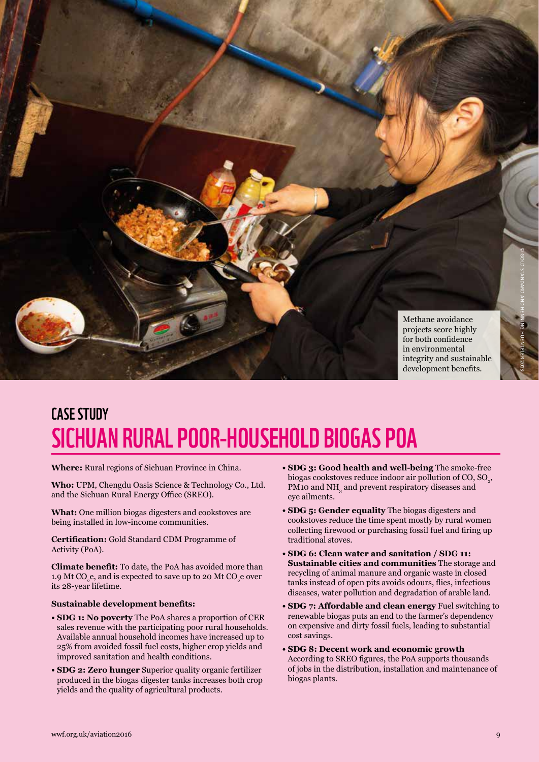Methane avoidance projects score highly for both confidence in environmental integrity and sustainable development benefits.

© GOLD STANDARD AND HENNING HUENTELER 2013

## CASE STUDY
# SICHUAN RURAL POOR-HOUSEHOLD BIOGAS POA

**Where:** Rural regions of Sichuan Province in China.

**Who:** UPM, Chengdu Oasis Science & Technology Co., Ltd. and the Sichuan Rural Energy Office (SREO).

**What:** One million biogas digesters and cookstoves are being installed in low-income communities.

**Certification:** Gold Standard CDM Programme of Activity (PoA).

**Climate benefit:** To date, the PoA has avoided more than 1.9 Mt $CO_2e$, and is expected to save up to 20 Mt $CO_2e$ over its 28-year lifetime.

**Sustainable development benefits:**

- **SDG 1: No poverty** The PoA shares a proportion of CER sales revenue with the participating poor rural households. Available annual household incomes have increased up to 25% from avoided fossil fuel costs, higher crop yields and improved sanitation and health conditions.
- **SDG 2: Zero hunger** Superior quality organic fertilizer produced in the biogas digester tanks increases both crop yields and the quality of agricultural products.
- **SDG 3: Good health and well-being** The smoke-free biogas cookstoves reduce indoor air pollution of CO, $SO_2$, PM10 and $NH_3$ and prevent respiratory diseases and eye ailments.
- **SDG 5: Gender equality** The biogas digesters and cookstoves reduce the time spent mostly by rural women collecting firewood or purchasing fossil fuel and firing up traditional stoves.
- **SDG 6: Clean water and sanitation / SDG 11: Sustainable cities and communities** The storage and recycling of animal manure and organic waste in closed tanks instead of open pits avoids odours, flies, infectious diseases, water pollution and degradation of arable land.
- **SDG 7: Affordable and clean energy** Fuel switching to renewable biogas puts an end to the farmer's dependency on expensive and dirty fossil fuels, leading to substantial cost savings.
- **SDG 8: Decent work and economic growth** According to SREO figures, the PoA supports thousands of jobs in the distribution, installation and maintenance of biogas plants.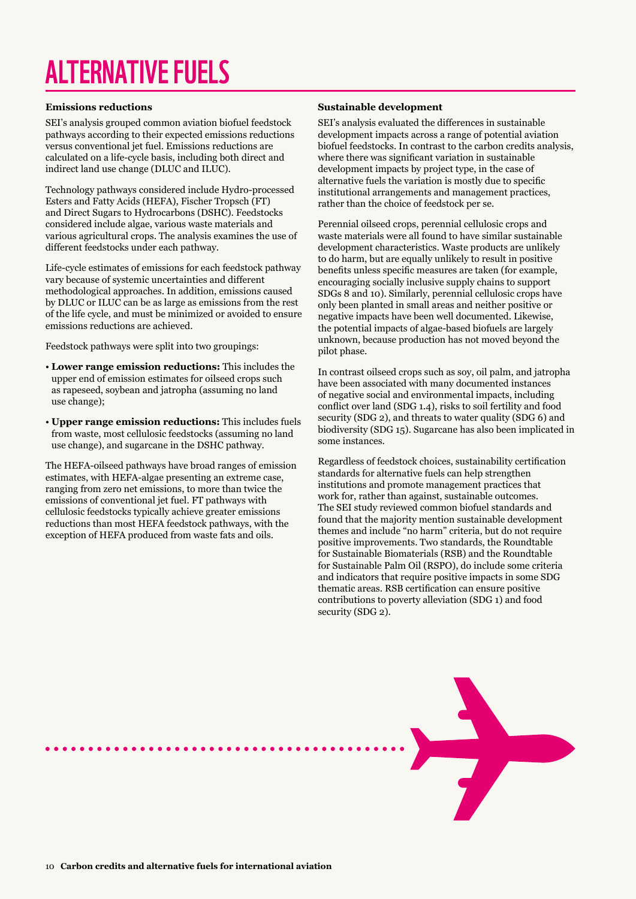# ALTERNATIVE FUELS

### Emissions reductions

SEI's analysis grouped common aviation biofuel feedstock pathways according to their expected emissions reductions versus conventional jet fuel. Emissions reductions are calculated on a life-cycle basis, including both direct and indirect land use change (DLUC and ILUC).

Technology pathways considered include Hydro-processed Esters and Fatty Acids (HEFA), Fischer Tropsch (FT) and Direct Sugars to Hydrocarbons (DSHC). Feedstocks considered include algae, various waste materials and various agricultural crops. The analysis examines the use of different feedstocks under each pathway.

Life-cycle estimates of emissions for each feedstock pathway vary because of systemic uncertainties and different methodological approaches. In addition, emissions caused by DLUC or ILUC can be as large as emissions from the rest of the life cycle, and must be minimized or avoided to ensure emissions reductions are achieved.

Feedstock pathways were split into two groupings:

- **Lower range emission reductions:** This includes the upper end of emission estimates for oilseed crops such as rapeseed, soybean and jatropha (assuming no land use change);
- **Upper range emission reductions:** This includes fuels from waste, most cellulosic feedstocks (assuming no land use change), and sugarcane in the DSHC pathway.

The HEFA-oilseed pathways have broad ranges of emission estimates, with HEFA-algae presenting an extreme case, ranging from zero net emissions, to more than twice the emissions of conventional jet fuel. FT pathways with cellulosic feedstocks typically achieve greater emissions reductions than most HEFA feedstock pathways, with the exception of HEFA produced from waste fats and oils.

### Sustainable development

SEI's analysis evaluated the differences in sustainable development impacts across a range of potential aviation biofuel feedstocks. In contrast to the carbon credits analysis, where there was significant variation in sustainable development impacts by project type, in the case of alternative fuels the variation is mostly due to specific institutional arrangements and management practices, rather than the choice of feedstock per se.

Perennial oilseed crops, perennial cellulosic crops and waste materials were all found to have similar sustainable development characteristics. Waste products are unlikely to do harm, but are equally unlikely to result in positive benefits unless specific measures are taken (for example, encouraging socially inclusive supply chains to support SDGs 8 and 10). Similarly, perennial cellulosic crops have only been planted in small areas and neither positive or negative impacts have been well documented. Likewise, the potential impacts of algae-based biofuels are largely unknown, because production has not moved beyond the pilot phase.

In contrast oilseed crops such as soy, oil palm, and jatropha have been associated with many documented instances of negative social and environmental impacts, including conflict over land (SDG 1.4), risks to soil fertility and food security (SDG 2), and threats to water quality (SDG 6) and biodiversity (SDG 15). Sugarcane has also been implicated in some instances.

Regardless of feedstock choices, sustainability certification standards for alternative fuels can help strengthen institutions and promote management practices that work for, rather than against, sustainable outcomes. The SEI study reviewed common biofuel standards and found that the majority mention sustainable development themes and include "no harm" criteria, but do not require positive improvements. Two standards, the Roundtable for Sustainable Biomaterials (RSB) and the Roundtable for Sustainable Palm Oil (RSPO), do include some criteria and indicators that require positive impacts in some SDG thematic areas. RSB certification can ensure positive contributions to poverty alleviation (SDG 1) and food security (SDG 2).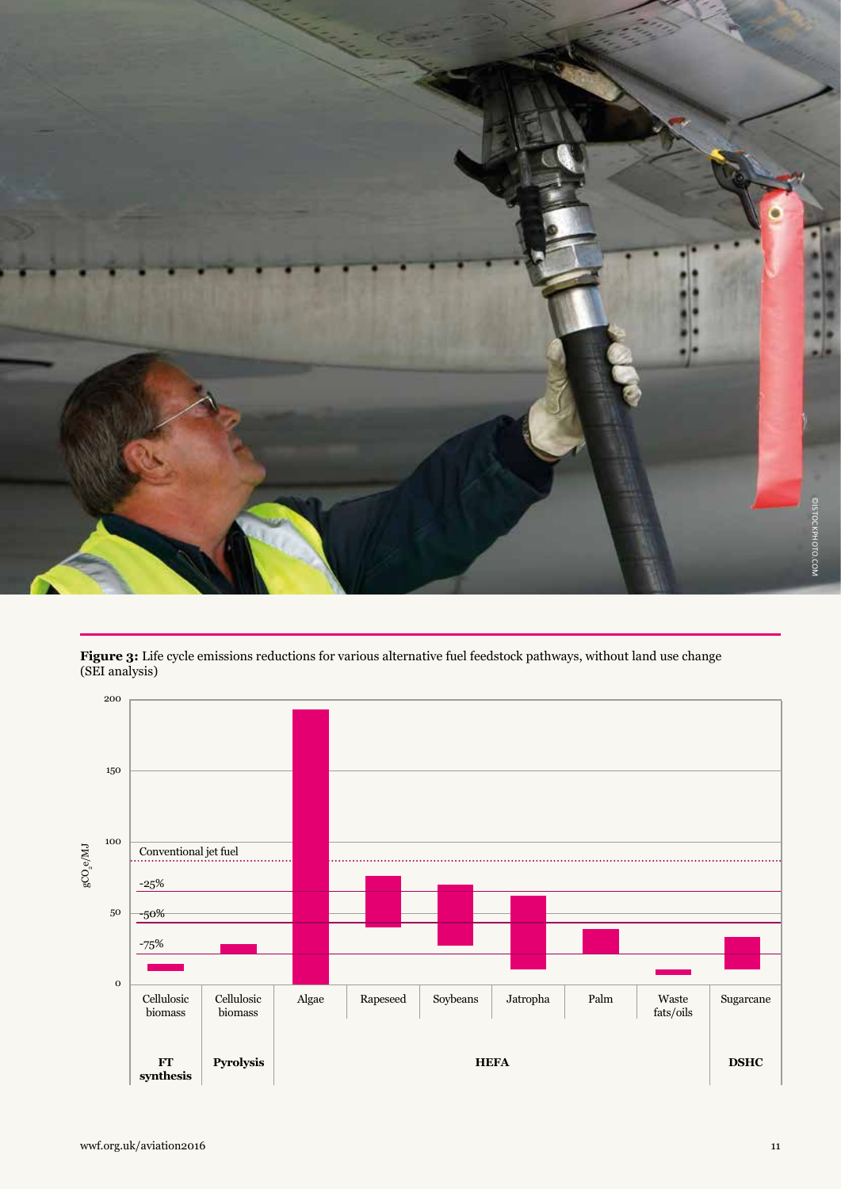**Figure 3:** Life cycle emissions reductions for various alternative fuel feedstock pathways, without land use change (SEI analysis)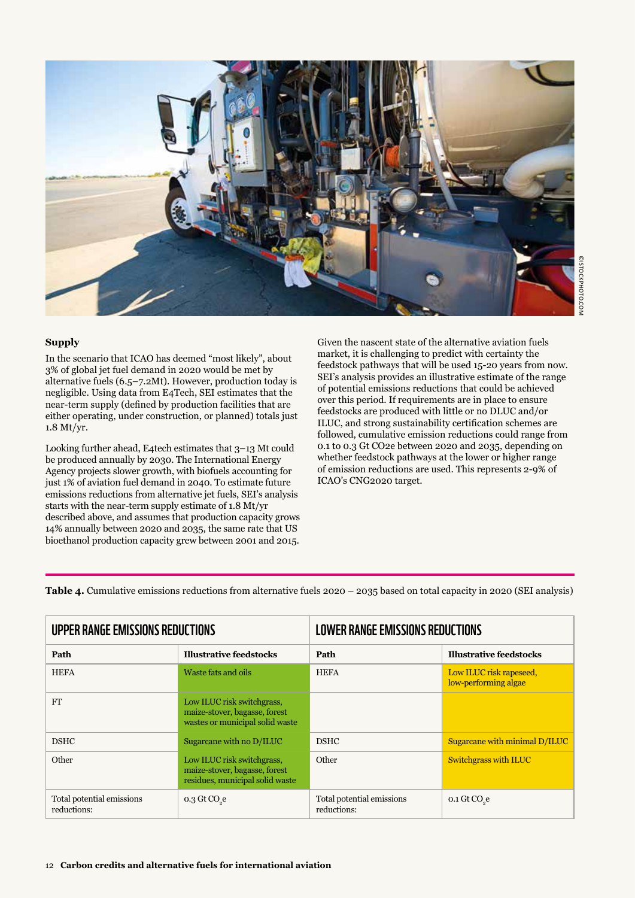## Supply

In the scenario that ICAO has deemed "most likely", about 3% of global jet fuel demand in 2020 would be met by alternative fuels (6.5–7.2Mt). However, production today is negligible. Using data from E4Tech, SEI estimates that the near-term supply (defined by production facilities that are either operating, under construction, or planned) totals just 1.8 Mt/yr.

Looking further ahead, E4tech estimates that 3–13 Mt could be produced annually by 2030. The International Energy Agency projects slower growth, with biofuels accounting for just 1% of aviation fuel demand in 2040. To estimate future emissions reductions from alternative jet fuels, SEI's analysis starts with the near-term supply estimate of 1.8 Mt/yr described above, and assumes that production capacity grows 14% annually between 2020 and 2035, the same rate that US bioethanol production capacity grew between 2001 and 2015.

Given the nascent state of the alternative aviation fuels market, it is challenging to predict with certainty the feedstock pathways that will be used 15-20 years from now. SEI's analysis provides an illustrative estimate of the range of potential emissions reductions that could be achieved over this period. If requirements are in place to ensure feedstocks are produced with little or no DLUC and/or ILUC, and strong sustainability certification schemes are followed, cumulative emission reductions could range from 0.1 to 0.3 Gt CO2e between 2020 and 2035, depending on whether feedstock pathways at the lower or higher range of emission reductions are used. This represents 2-9% of ICAO's CNG2020 target.

**Table 4.** Cumulative emissions reductions from alternative fuels 2020 – 2035 based on total capacity in 2020 (SEI analysis)

| UPPER RANGE EMISSIONS REDUCTIONS | | LOWER RANGE EMISSIONS REDUCTIONS | |
|---|---|---|---|
| **Path** | **Illustrative feedstocks** | **Path** | **Illustrative feedstocks** |
| HEFA | Waste fats and oils | HEFA | Low ILUC risk rapeseed, low-performing algae |
| FT | Low ILUC risk switchgrass, maize-stover, bagasse, forest wastes or municipal solid waste | | |
| DSHC | Sugarcane with no D/ILUC | DSHC | Sugarcane with minimal D/ILUC |
| Other | Low ILUC risk switchgrass, maize-stover, bagasse, forest residues, municipal solid waste | Other | Switchgrass with ILUC |
| Total potential emissions reductions: | 0.3 Gt $CO_2e$ | Total potential emissions reductions: | 0.1 Gt $CO_2e$ |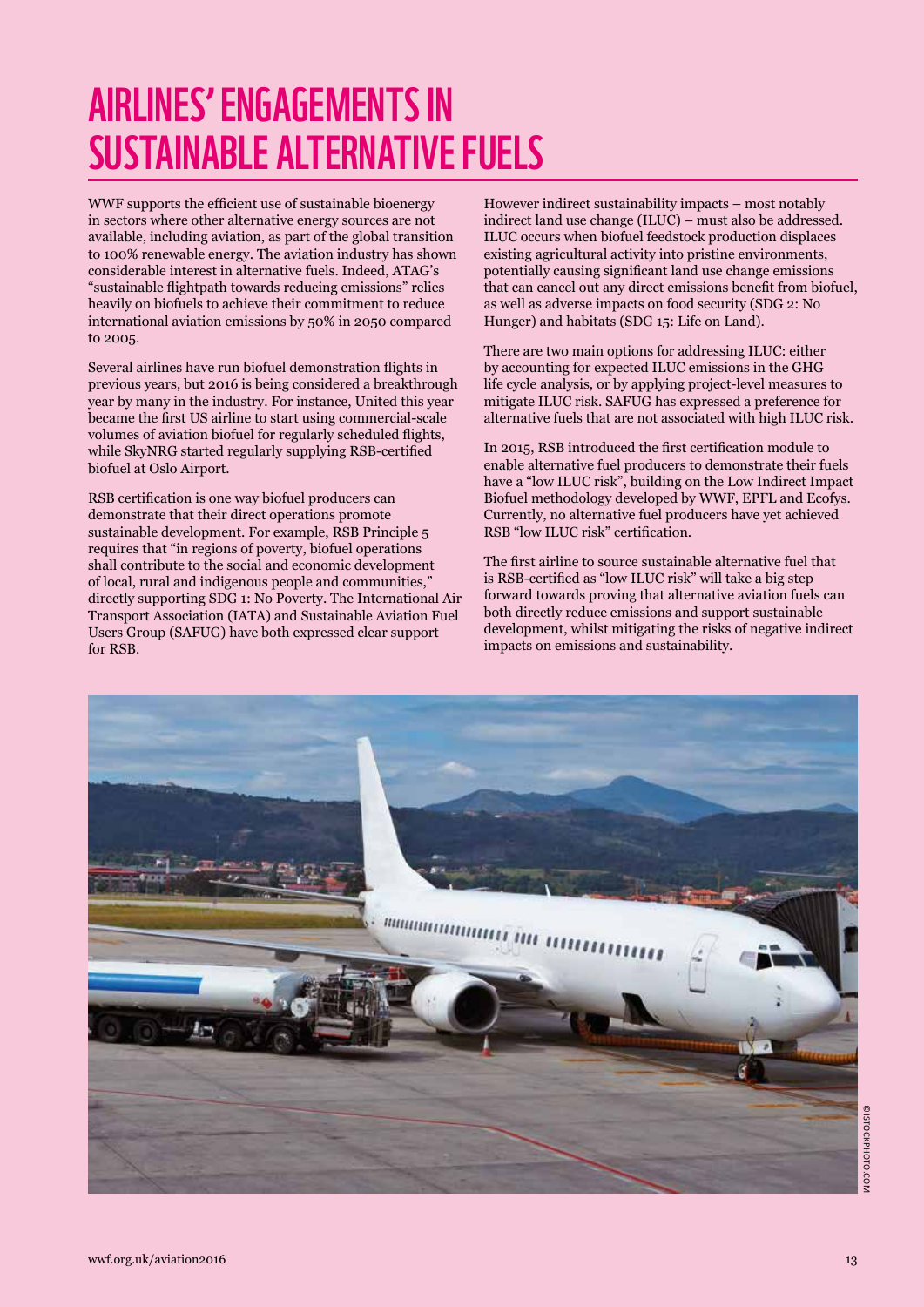# AIRLINES' ENGAGEMENTS IN SUSTAINABLE ALTERNATIVE FUELS

WWF supports the efficient use of sustainable bioenergy in sectors where other alternative energy sources are not available, including aviation, as part of the global transition to 100% renewable energy. The aviation industry has shown considerable interest in alternative fuels. Indeed, ATAG's "sustainable flightpath towards reducing emissions" relies heavily on biofuels to achieve their commitment to reduce international aviation emissions by 50% in 2050 compared to 2005.

Several airlines have run biofuel demonstration flights in previous years, but 2016 is being considered a breakthrough year by many in the industry. For instance, United this year became the first US airline to start using commercial-scale volumes of aviation biofuel for regularly scheduled flights, while SkyNRG started regularly supplying RSB-certified biofuel at Oslo Airport.

RSB certification is one way biofuel producers can demonstrate that their direct operations promote sustainable development. For example, RSB Principle 5 requires that "in regions of poverty, biofuel operations shall contribute to the social and economic development of local, rural and indigenous people and communities," directly supporting SDG 1: No Poverty. The International Air Transport Association (IATA) and Sustainable Aviation Fuel Users Group (SAFUG) have both expressed clear support for RSB.

However indirect sustainability impacts – most notably indirect land use change (ILUC) – must also be addressed. ILUC occurs when biofuel feedstock production displaces existing agricultural activity into pristine environments, potentially causing significant land use change emissions that can cancel out any direct emissions benefit from biofuel, as well as adverse impacts on food security (SDG 2: No Hunger) and habitats (SDG 15: Life on Land).

There are two main options for addressing ILUC: either by accounting for expected ILUC emissions in the GHG life cycle analysis, or by applying project-level measures to mitigate ILUC risk. SAFUG has expressed a preference for alternative fuels that are not associated with high ILUC risk.

In 2015, RSB introduced the first certification module to enable alternative fuel producers to demonstrate their fuels have a "low ILUC risk", building on the Low Indirect Impact Biofuel methodology developed by WWF, EPFL and Ecofys. Currently, no alternative fuel producers have yet achieved RSB "low ILUC risk" certification.

The first airline to source sustainable alternative fuel that is RSB-certified as "low ILUC risk" will take a big step forward towards proving that alternative aviation fuels can both directly reduce emissions and support sustainable development, whilst mitigating the risks of negative indirect impacts on emissions and sustainability.

© ISTOCKPHOTO.COM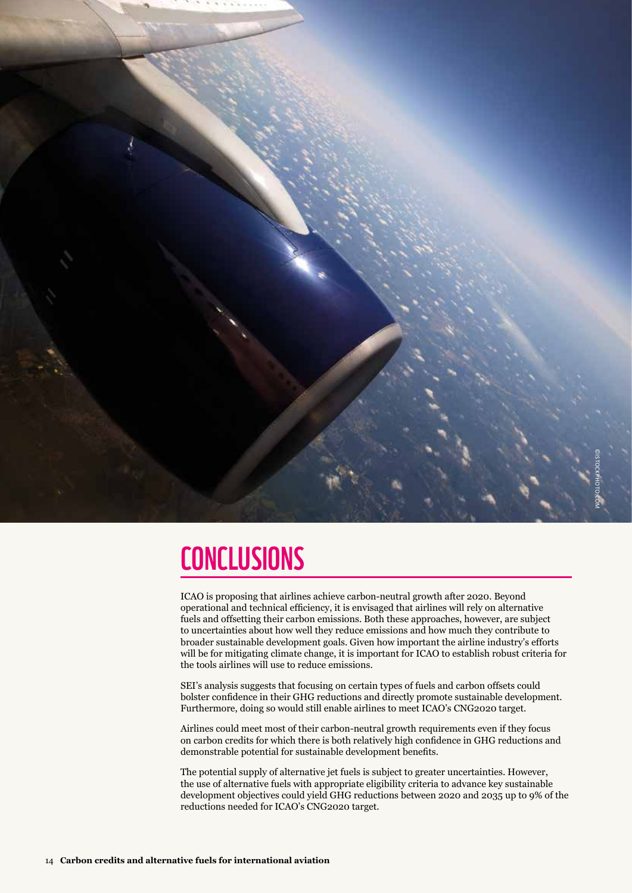# CONCLUSIONS

ICAO is proposing that airlines achieve carbon-neutral growth after 2020. Beyond operational and technical efficiency, it is envisaged that airlines will rely on alternative fuels and offsetting their carbon emissions. Both these approaches, however, are subject to uncertainties about how well they reduce emissions and how much they contribute to broader sustainable development goals. Given how important the airline industry's efforts will be for mitigating climate change, it is important for ICAO to establish robust criteria for the tools airlines will use to reduce emissions.

SEI's analysis suggests that focusing on certain types of fuels and carbon offsets could bolster confidence in their GHG reductions and directly promote sustainable development. Furthermore, doing so would still enable airlines to meet ICAO's CNG2020 target.

Airlines could meet most of their carbon-neutral growth requirements even if they focus on carbon credits for which there is both relatively high confidence in GHG reductions and demonstrable potential for sustainable development benefits.

The potential supply of alternative jet fuels is subject to greater uncertainties. However, the use of alternative fuels with appropriate eligibility criteria to advance key sustainable development objectives could yield GHG reductions between 2020 and 2035 up to 9% of the reductions needed for ICAO's CNG2020 target.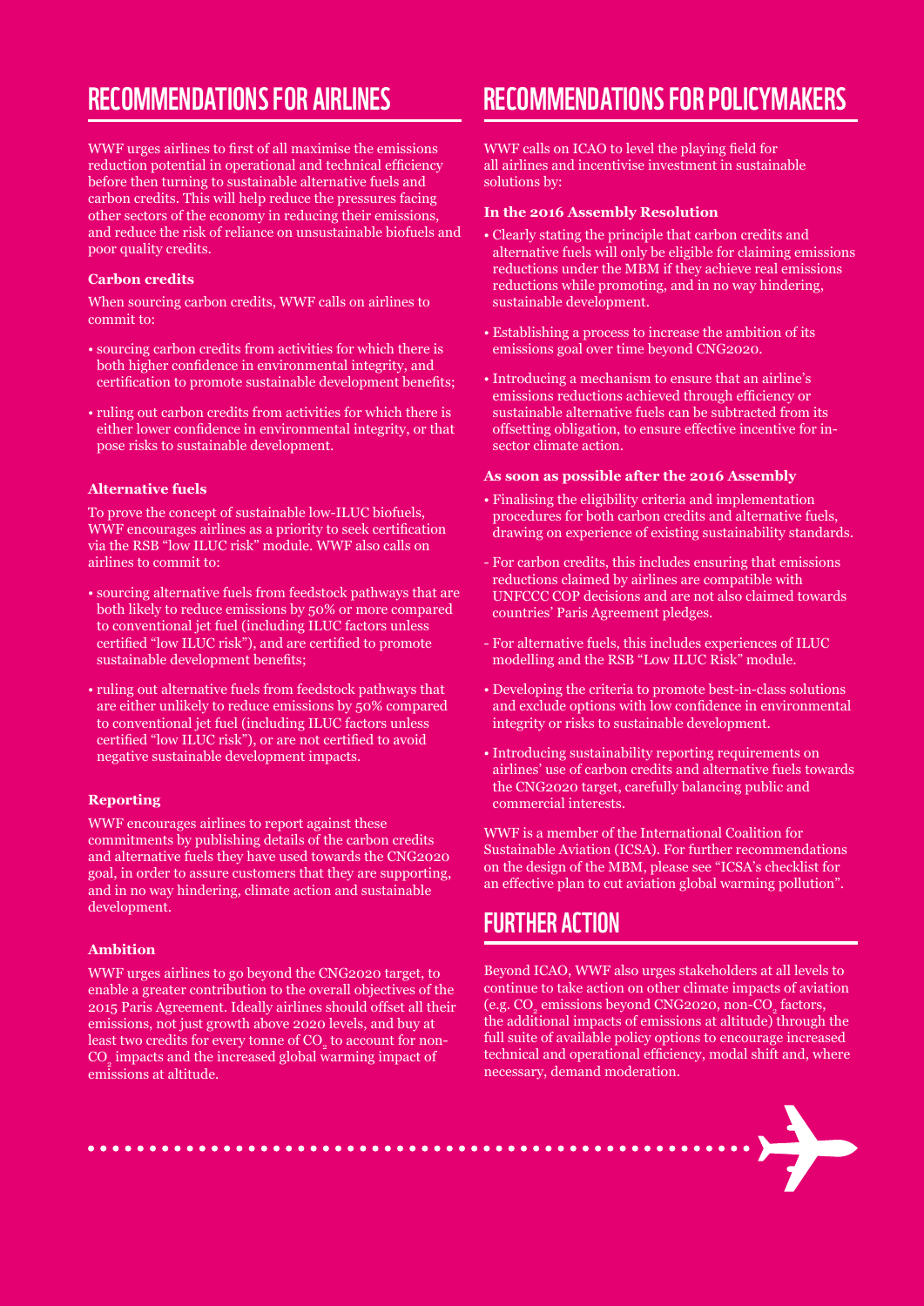## RECOMMENDATIONS FOR AIRLINES

WWF urges airlines to first of all maximise the emissions reduction potential in operational and technical efficiency before then turning to sustainable alternative fuels and carbon credits. This will help reduce the pressures facing other sectors of the economy in reducing their emissions, and reduce the risk of reliance on unsustainable biofuels and poor quality credits.

**Carbon credits**

When sourcing carbon credits, WWF calls on airlines to commit to:

- sourcing carbon credits from activities for which there is both higher confidence in environmental integrity, and certification to promote sustainable development benefits;
- ruling out carbon credits from activities for which there is either lower confidence in environmental integrity, or that pose risks to sustainable development.

**Alternative fuels**

To prove the concept of sustainable low-ILUC biofuels, WWF encourages airlines as a priority to seek certification via the RSB "low ILUC risk" module. WWF also calls on airlines to commit to:

- sourcing alternative fuels from feedstock pathways that are both likely to reduce emissions by 50% or more compared to conventional jet fuel (including ILUC factors unless certified "low ILUC risk"), and are certified to promote sustainable development benefits;
- ruling out alternative fuels from feedstock pathways that are either unlikely to reduce emissions by 50% compared to conventional jet fuel (including ILUC factors unless certified "low ILUC risk"), or are not certified to avoid negative sustainable development impacts.

**Reporting**

WWF encourages airlines to report against these commitments by publishing details of the carbon credits and alternative fuels they have used towards the CNG2020 goal, in order to assure customers that they are supporting, and in no way hindering, climate action and sustainable development.

**Ambition**

WWF urges airlines to go beyond the CNG2020 target, to enable a greater contribution to the overall objectives of the 2015 Paris Agreement. Ideally airlines should offset all their emissions, not just growth above 2020 levels, and buy at least two credits for every tonne of $CO_2$ to account for non-$CO_2$ impacts and the increased global warming impact of emissions at altitude.

## RECOMMENDATIONS FOR POLICYMAKERS

WWF calls on ICAO to level the playing field for all airlines and incentivise investment in sustainable solutions by:

**In the 2016 Assembly Resolution**

- Clearly stating the principle that carbon credits and alternative fuels will only be eligible for claiming emissions reductions under the MBM if they achieve real emissions reductions while promoting, and in no way hindering, sustainable development.
- Establishing a process to increase the ambition of its emissions goal over time beyond CNG2020.
- Introducing a mechanism to ensure that an airline's emissions reductions achieved through efficiency or sustainable alternative fuels can be subtracted from its offsetting obligation, to ensure effective incentive for in-sector climate action.

**As soon as possible after the 2016 Assembly**

- Finalising the eligibility criteria and implementation procedures for both carbon credits and alternative fuels, drawing on experience of existing sustainability standards.
  - For carbon credits, this includes ensuring that emissions reductions claimed by airlines are compatible with UNFCCC COP decisions and are not also claimed towards countries' Paris Agreement pledges.
  - For alternative fuels, this includes experiences of ILUC modelling and the RSB "Low ILUC Risk" module.
- Developing the criteria to promote best-in-class solutions and exclude options with low confidence in environmental integrity or risks to sustainable development.
- Introducing sustainability reporting requirements on airlines' use of carbon credits and alternative fuels towards the CNG2020 target, carefully balancing public and commercial interests.

WWF is a member of the International Coalition for Sustainable Aviation (ICSA). For further recommendations on the design of the MBM, please see "ICSA's checklist for an effective plan to cut aviation global warming pollution".

## FURTHER ACTION

Beyond ICAO, WWF also urges stakeholders at all levels to continue to take action on other climate impacts of aviation (e.g. $CO_2$ emissions beyond CNG2020, non-$CO_2$ factors, the additional impacts of emissions at altitude) through the full suite of available policy options to encourage increased technical and operational efficiency, modal shift and, where necessary, demand moderation.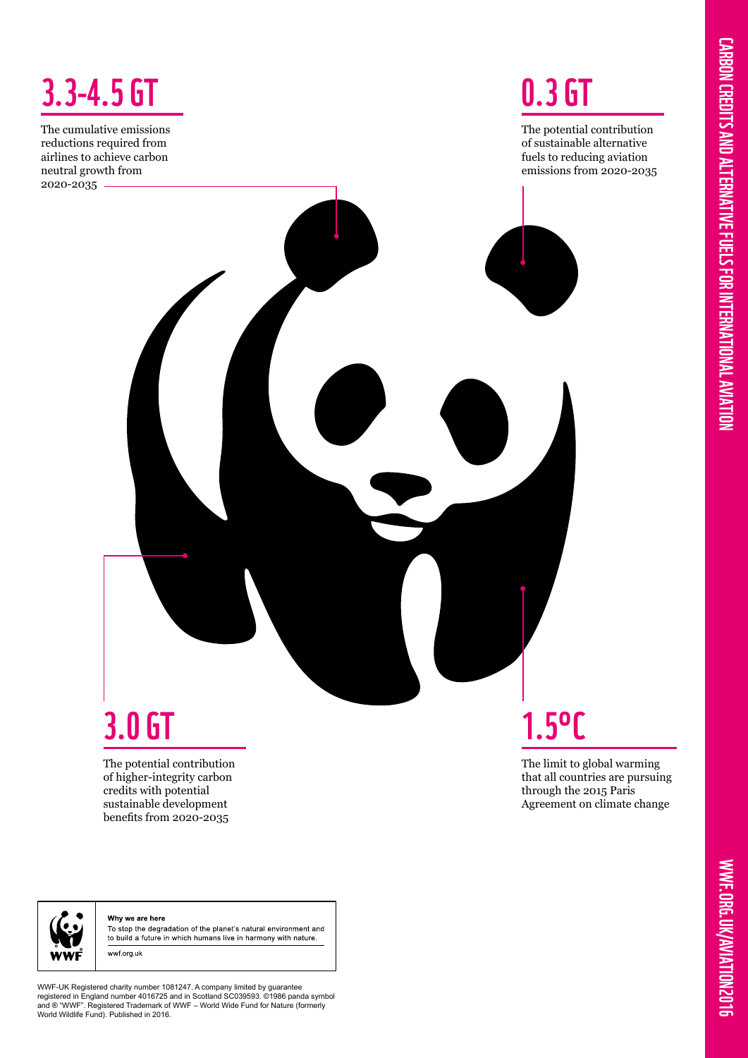## 3.3-4.5 GT

The cumulative emissions reductions required from airlines to achieve carbon neutral growth from 2020-2035

## 0.3 GT

The potential contribution of sustainable alternative fuels to reducing aviation emissions from 2020-2035

## 3.0 GT

The potential contribution of higher-integrity carbon credits with potential sustainable development benefits from 2020-2035

## 1.5°C

The limit to global warming that all countries are pursuing through the 2015 Paris Agreement on climate change

CARBON CREDITS AND ALTERNATIVE FUELS FOR INTERNATIONAL AVIATION

WWF.ORG.UK/AVIATION2016

**Why we are here**

To stop the degradation of the planet's natural environment and to build a future in which humans live in harmony with nature.

wwf.org.uk

WWF-UK Registered charity number 1081247. A company limited by guarantee registered in England number 4016725 and in Scotland SC039593. ©1986 panda symbol and ® "WWF". Registered Trademark of WWF – World Wide Fund for Nature (formerly World Wildlife Fund). Published in 2016.